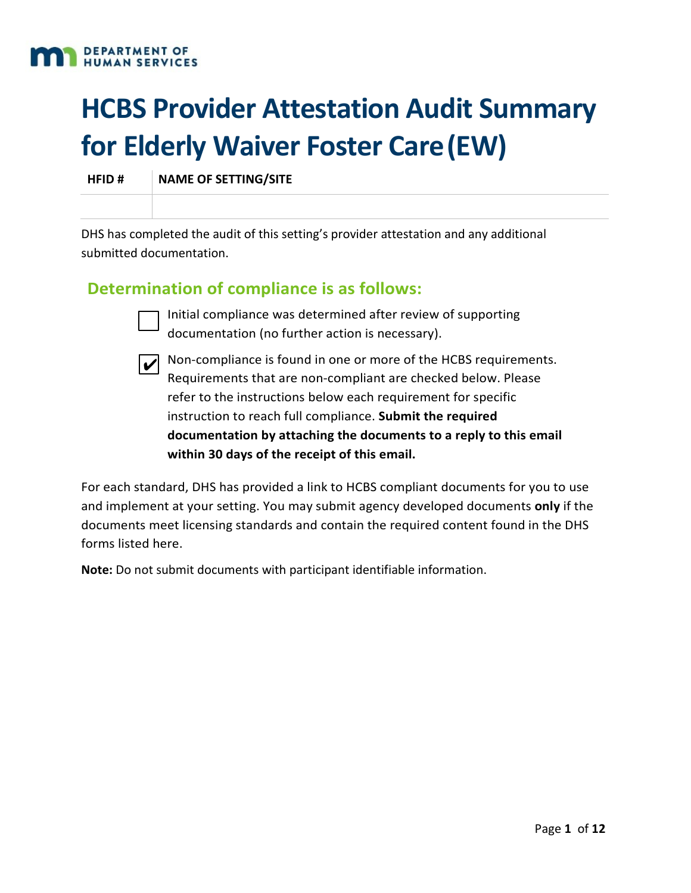DEPARTMENT OF HUMAN SERVICES

# HCBS Provider Attestation Audit Summary for Elderly Waiver Foster Care (EW)

| HFID # | NAME OF SETTING/SITE |
|---|---|
| | |

DHS has completed the audit of this setting's provider attestation and any additional submitted documentation.

## Determination of compliance is as follows:

- ☐ Initial compliance was determined after review of supporting documentation (no further action is necessary).
- ☑ Non-compliance is found in one or more of the HCBS requirements. Requirements that are non-compliant are checked below. Please refer to the instructions below each requirement for specific instruction to reach full compliance. **Submit the required documentation by attaching the documents to a reply to this email within 30 days of the receipt of this email.**

For each standard, DHS has provided a link to HCBS compliant documents for you to use and implement at your setting. You may submit agency developed documents **only** if the documents meet licensing standards and contain the required content found in the DHS forms listed here.

**Note:** Do not submit documents with participant identifiable information.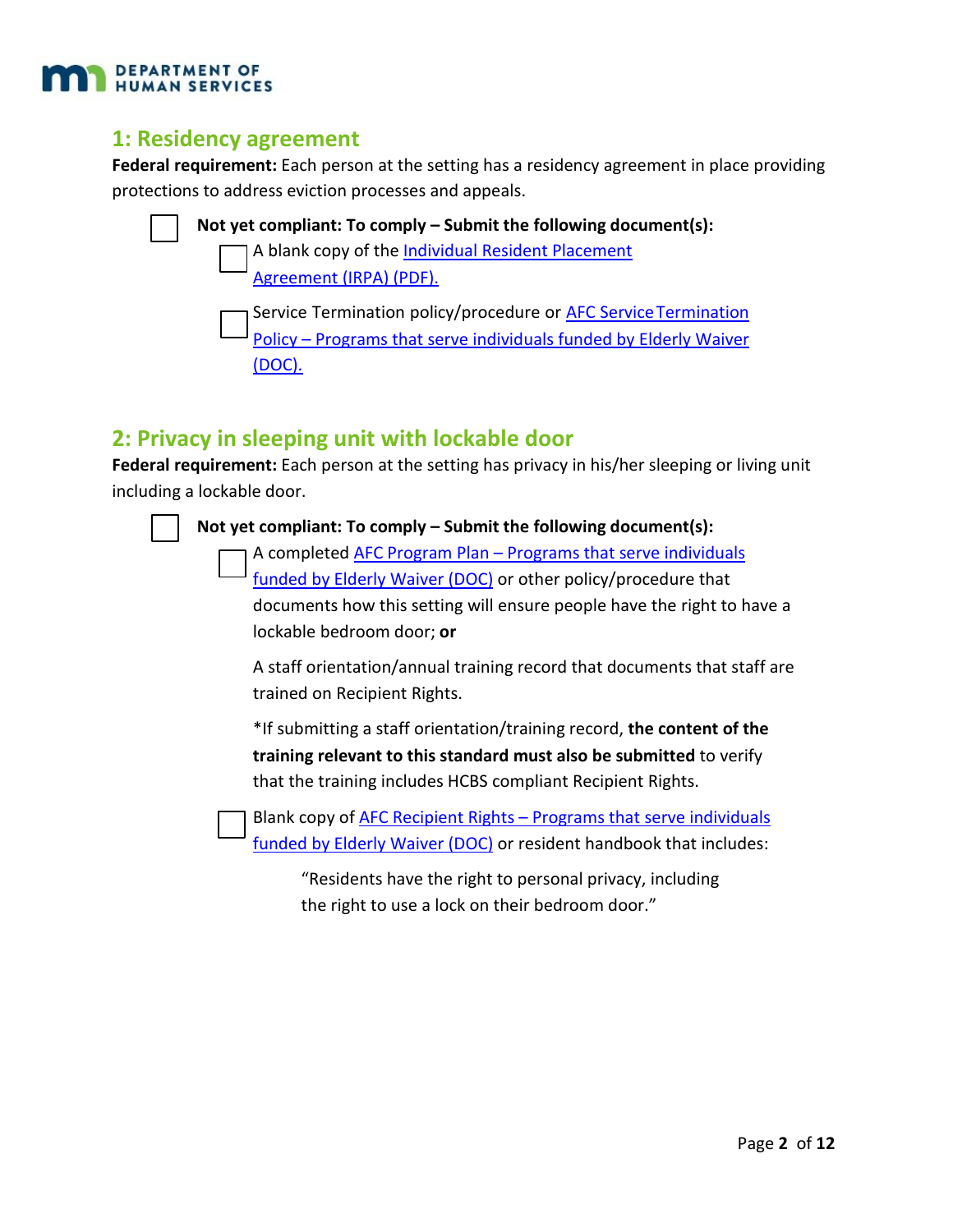## 1: Residency agreement

**Federal requirement:** Each person at the setting has a residency agreement in place providing protections to address eviction processes and appeals.

- [ ] **Not yet compliant: To comply – Submit the following document(s):**
  - [ ] A blank copy of the Individual Resident Placement Agreement (IRPA) (PDF).
  - [ ] Service Termination policy/procedure or AFC Service Termination Policy – Programs that serve individuals funded by Elderly Waiver (DOC).

## 2: Privacy in sleeping unit with lockable door

**Federal requirement:** Each person at the setting has privacy in his/her sleeping or living unit including a lockable door.

- [ ] **Not yet compliant: To comply – Submit the following document(s):**
  - [ ] A completed AFC Program Plan – Programs that serve individuals funded by Elderly Waiver (DOC) or other policy/procedure that documents how this setting will ensure people have the right to have a lockable bedroom door; **or**

    A staff orientation/annual training record that documents that staff are trained on Recipient Rights.

    *If submitting a staff orientation/training record, **the content of the training relevant to this standard must also be submitted** to verify that the training includes HCBS compliant Recipient Rights.
  - [ ] Blank copy of AFC Recipient Rights – Programs that serve individuals funded by Elderly Waiver (DOC) or resident handbook that includes:

    > "Residents have the right to personal privacy, including the right to use a lock on their bedroom door."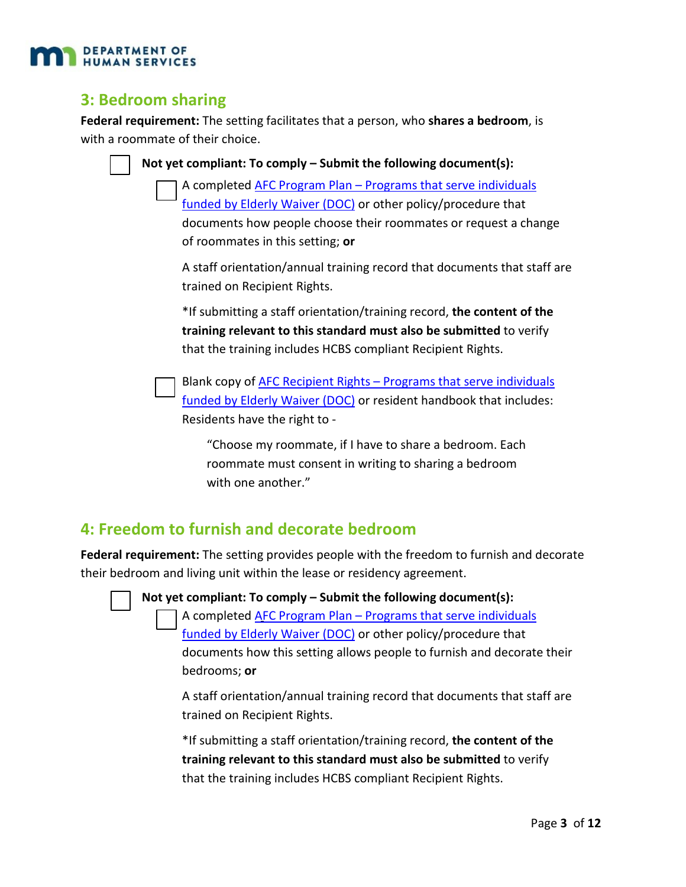## 3: Bedroom sharing

**Federal requirement:** The setting facilitates that a person, who **shares a bedroom**, is with a roommate of their choice.

- [ ] **Not yet compliant: To comply – Submit the following document(s):**
  - [ ] A completed AFC Program Plan – Programs that serve individuals funded by Elderly Waiver (DOC) or other policy/procedure that documents how people choose their roommates or request a change of roommates in this setting; **or**

    A staff orientation/annual training record that documents that staff are trained on Recipient Rights.

    *If submitting a staff orientation/training record, **the content of the training relevant to this standard must also be submitted** to verify that the training includes HCBS compliant Recipient Rights.

  - [ ] Blank copy of AFC Recipient Rights – Programs that serve individuals funded by Elderly Waiver (DOC) or resident handbook that includes: Residents have the right to -

    > "Choose my roommate, if I have to share a bedroom. Each roommate must consent in writing to sharing a bedroom with one another."

## 4: Freedom to furnish and decorate bedroom

**Federal requirement:** The setting provides people with the freedom to furnish and decorate their bedroom and living unit within the lease or residency agreement.

- [ ] **Not yet compliant: To comply – Submit the following document(s):**
  - [ ] A completed AFC Program Plan – Programs that serve individuals funded by Elderly Waiver (DOC) or other policy/procedure that documents how this setting allows people to furnish and decorate their bedrooms; **or**

    A staff orientation/annual training record that documents that staff are trained on Recipient Rights.

    *If submitting a staff orientation/training record, **the content of the training relevant to this standard must also be submitted** to verify that the training includes HCBS compliant Recipient Rights.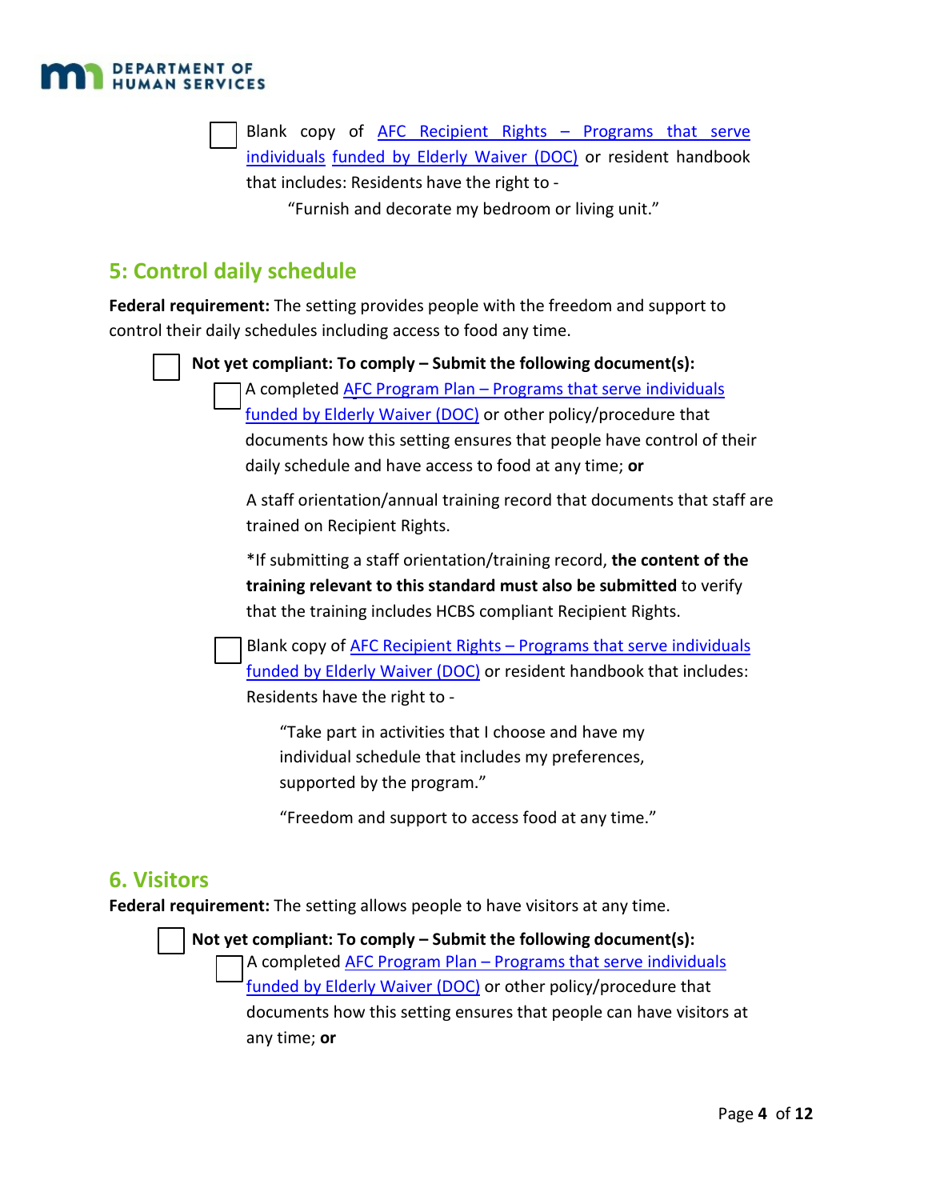- [ ] Blank copy of AFC Recipient Rights – Programs that serve individuals funded by Elderly Waiver (DOC) or resident handbook that includes: Residents have the right to -

  "Furnish and decorate my bedroom or living unit."

## 5: Control daily schedule

**Federal requirement:** The setting provides people with the freedom and support to control their daily schedules including access to food any time.

- [ ] **Not yet compliant: To comply – Submit the following document(s):**
  - [ ] A completed AFC Program Plan – Programs that serve individuals funded by Elderly Waiver (DOC) or other policy/procedure that documents how this setting ensures that people have control of their daily schedule and have access to food at any time; **or**

    A staff orientation/annual training record that documents that staff are trained on Recipient Rights.

    *If submitting a staff orientation/training record, **the content of the training relevant to this standard must also be submitted** to verify that the training includes HCBS compliant Recipient Rights.
  - [ ] Blank copy of AFC Recipient Rights – Programs that serve individuals funded by Elderly Waiver (DOC) or resident handbook that includes: Residents have the right to -

    "Take part in activities that I choose and have my individual schedule that includes my preferences, supported by the program."

    "Freedom and support to access food at any time."

## 6. Visitors

**Federal requirement:** The setting allows people to have visitors at any time.

- [ ] **Not yet compliant: To comply – Submit the following document(s):**
  - [ ] A completed AFC Program Plan – Programs that serve individuals funded by Elderly Waiver (DOC) or other policy/procedure that documents how this setting ensures that people can have visitors at any time; **or**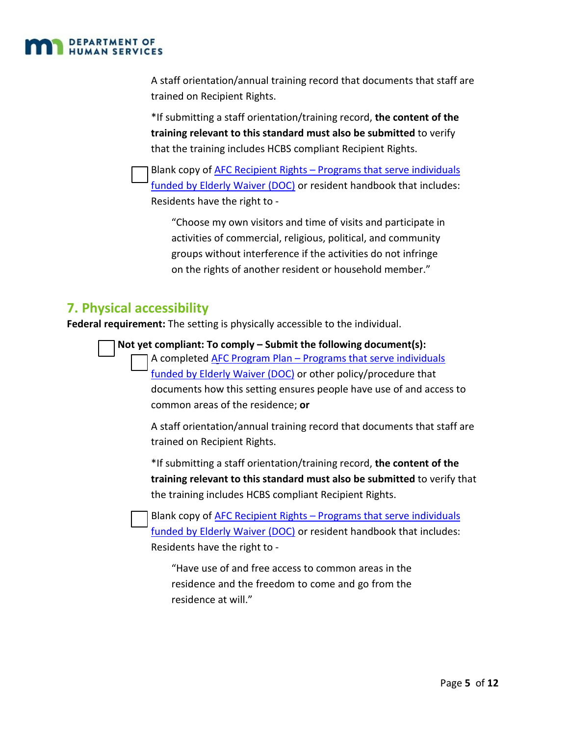A staff orientation/annual training record that documents that staff are trained on Recipient Rights.

*If submitting a staff orientation/training record, **the content of the training relevant to this standard must also be submitted** to verify that the training includes HCBS compliant Recipient Rights.

☐ Blank copy of AFC Recipient Rights – Programs that serve individuals funded by Elderly Waiver (DOC) or resident handbook that includes: Residents have the right to -

> "Choose my own visitors and time of visits and participate in activities of commercial, religious, political, and community groups without interference if the activities do not infringe on the rights of another resident or household member."

## 7. Physical accessibility

**Federal requirement:** The setting is physically accessible to the individual.

☐ **Not yet compliant: To comply – Submit the following document(s):**

☐ A completed AFC Program Plan – Programs that serve individuals funded by Elderly Waiver (DOC) or other policy/procedure that documents how this setting ensures people have use of and access to common areas of the residence; **or**

A staff orientation/annual training record that documents that staff are trained on Recipient Rights.

*If submitting a staff orientation/training record, **the content of the training relevant to this standard must also be submitted** to verify that the training includes HCBS compliant Recipient Rights.

☐ Blank copy of AFC Recipient Rights – Programs that serve individuals funded by Elderly Waiver (DOC) or resident handbook that includes: Residents have the right to -

> "Have use of and free access to common areas in the residence and the freedom to come and go from the residence at will."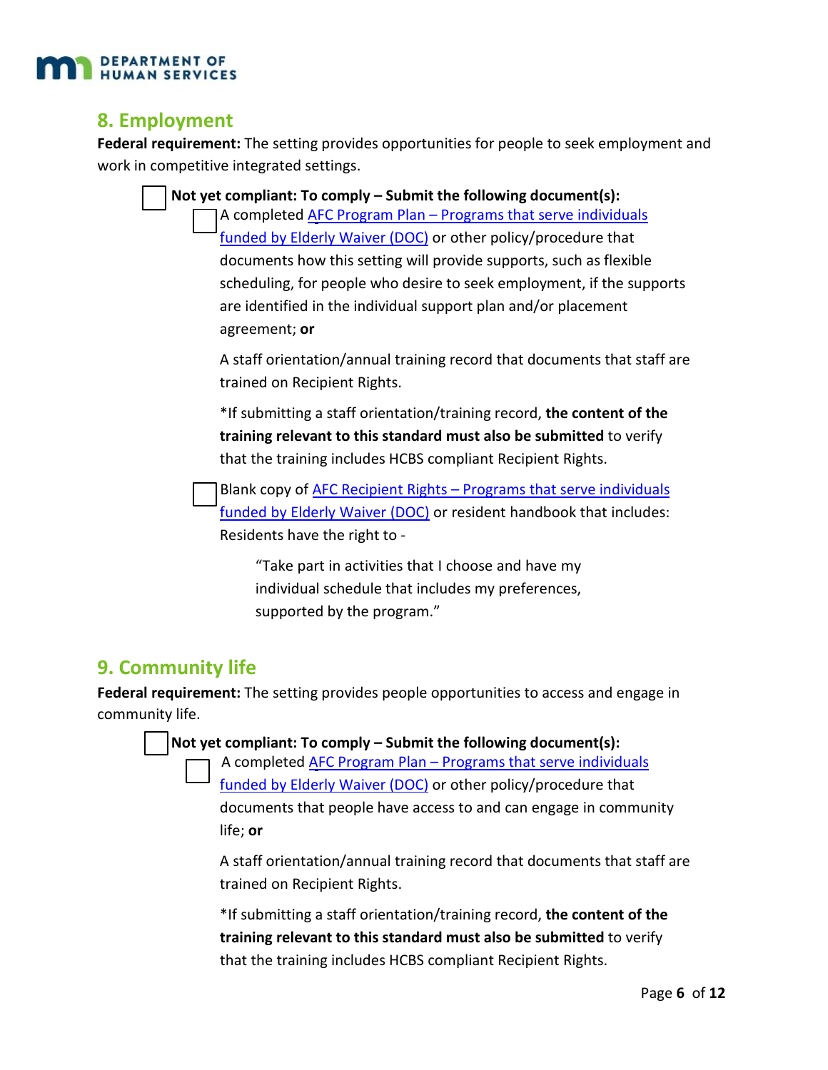## 8. Employment

**Federal requirement:** The setting provides opportunities for people to seek employment and work in competitive integrated settings.

- [ ] **Not yet compliant: To comply – Submit the following document(s):**
  - [ ] A completed [AFC Program Plan – Programs that serve individuals funded by Elderly Waiver (DOC)]() or other policy/procedure that documents how this setting will provide supports, such as flexible scheduling, for people who desire to seek employment, if the supports are identified in the individual support plan and/or placement agreement; **or**

    A staff orientation/annual training record that documents that staff are trained on Recipient Rights.

    *If submitting a staff orientation/training record, **the content of the training relevant to this standard must also be submitted** to verify that the training includes HCBS compliant Recipient Rights.
  - [ ] Blank copy of [AFC Recipient Rights – Programs that serve individuals funded by Elderly Waiver (DOC)]() or resident handbook that includes: Residents have the right to -

    > "Take part in activities that I choose and have my individual schedule that includes my preferences, supported by the program."

## 9. Community life

**Federal requirement:** The setting provides people opportunities to access and engage in community life.

- [ ] **Not yet compliant: To comply – Submit the following document(s):**
  - [ ] A completed [AFC Program Plan – Programs that serve individuals funded by Elderly Waiver (DOC)]() or other policy/procedure that documents that people have access to and can engage in community life; **or**

    A staff orientation/annual training record that documents that staff are trained on Recipient Rights.

    *If submitting a staff orientation/training record, **the content of the training relevant to this standard must also be submitted** to verify that the training includes HCBS compliant Recipient Rights.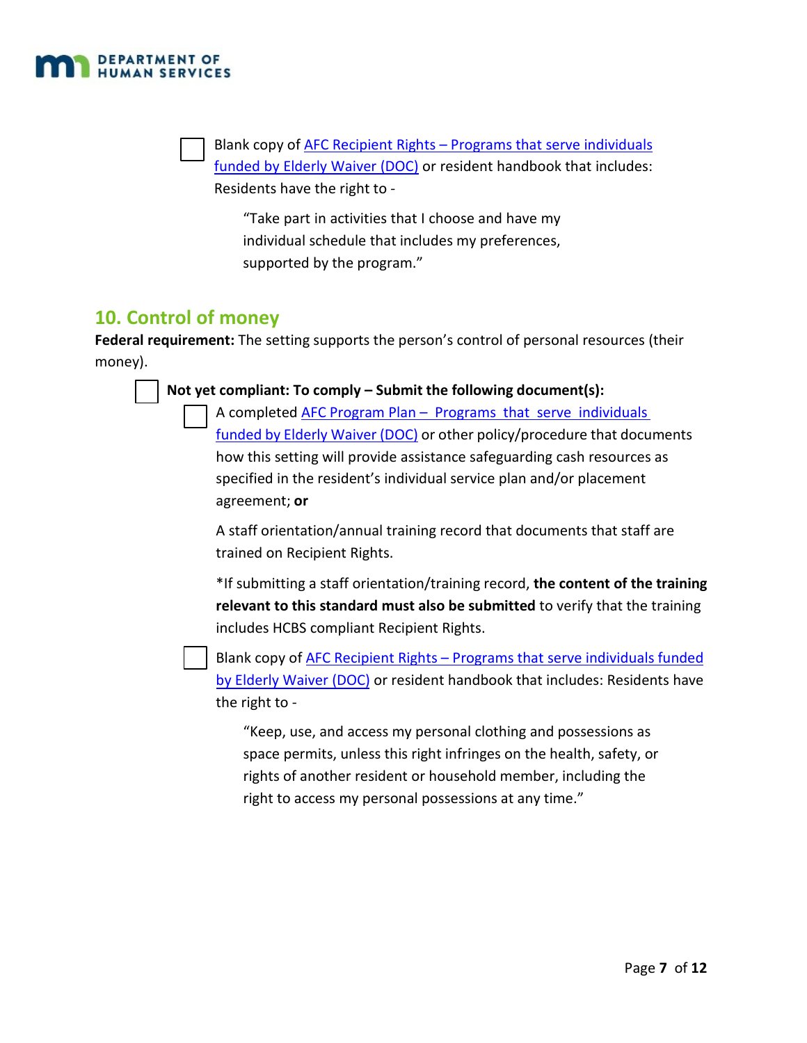- [ ] Blank copy of [AFC Recipient Rights – Programs that serve individuals funded by Elderly Waiver (DOC)] or resident handbook that includes: Residents have the right to -

  > "Take part in activities that I choose and have my individual schedule that includes my preferences, supported by the program."

## 10. Control of money

**Federal requirement:** The setting supports the person's control of personal resources (their money).

- [ ] **Not yet compliant: To comply – Submit the following document(s):**
  - [ ] A completed [AFC Program Plan – Programs that serve individuals funded by Elderly Waiver (DOC)] or other policy/procedure that documents how this setting will provide assistance safeguarding cash resources as specified in the resident's individual service plan and/or placement agreement; **or**

    A staff orientation/annual training record that documents that staff are trained on Recipient Rights.

    *If submitting a staff orientation/training record, **the content of the training relevant to this standard must also be submitted** to verify that the training includes HCBS compliant Recipient Rights.
  - [ ] Blank copy of [AFC Recipient Rights – Programs that serve individuals funded by Elderly Waiver (DOC)] or resident handbook that includes: Residents have the right to -

    > "Keep, use, and access my personal clothing and possessions as space permits, unless this right infringes on the health, safety, or rights of another resident or household member, including the right to access my personal possessions at any time."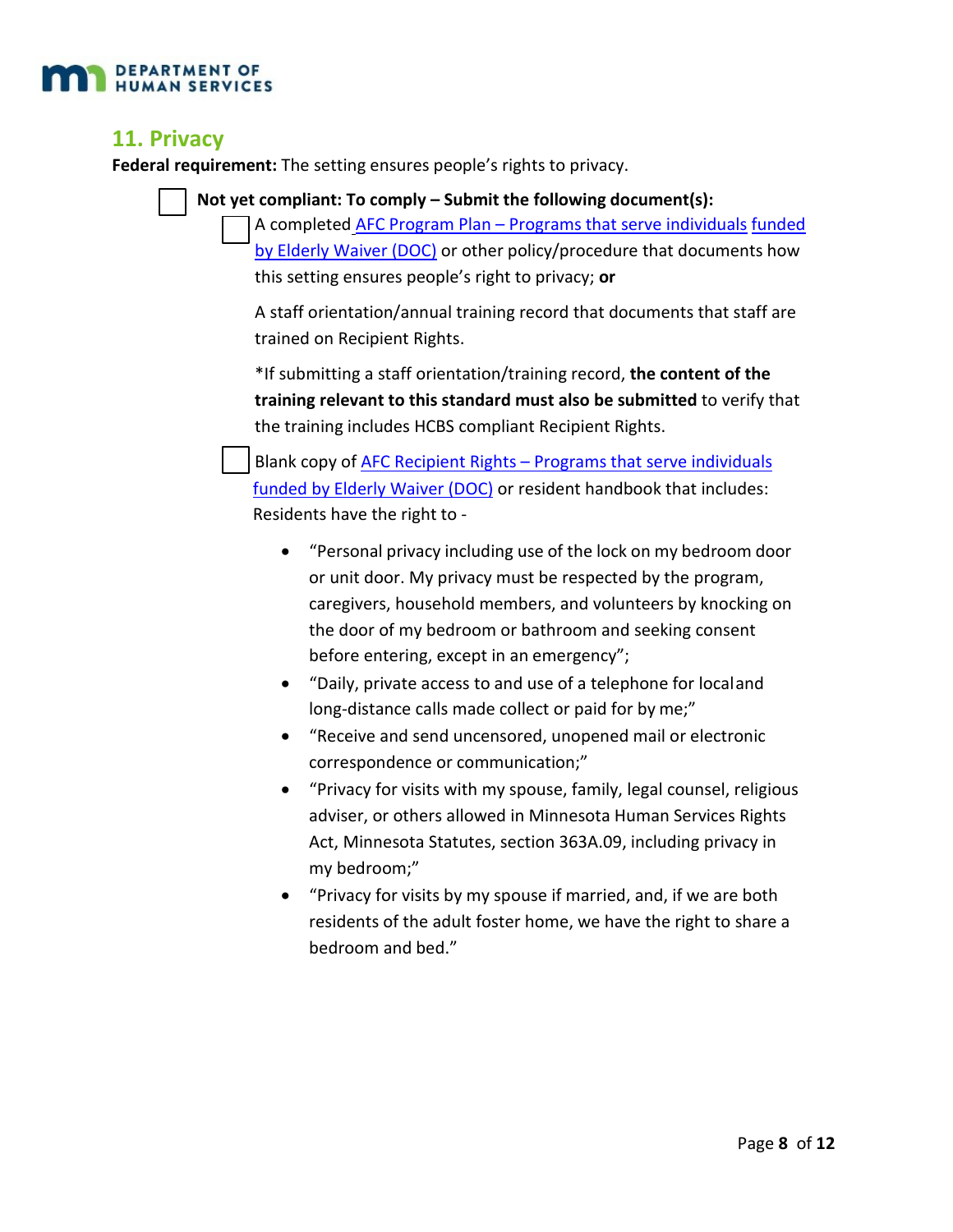## 11. Privacy

**Federal requirement:** The setting ensures people's rights to privacy.

- [ ] **Not yet compliant: To comply – Submit the following document(s):**
    - [ ] A completed AFC Program Plan – Programs that serve individuals funded by Elderly Waiver (DOC) or other policy/procedure that documents how this setting ensures people's right to privacy; **or**

      A staff orientation/annual training record that documents that staff are trained on Recipient Rights.

      *If submitting a staff orientation/training record, **the content of the training relevant to this standard must also be submitted** to verify that the training includes HCBS compliant Recipient Rights.

    - [ ] Blank copy of AFC Recipient Rights – Programs that serve individuals funded by Elderly Waiver (DOC) or resident handbook that includes: Residents have the right to -
        - "Personal privacy including use of the lock on my bedroom door or unit door. My privacy must be respected by the program, caregivers, household members, and volunteers by knocking on the door of my bedroom or bathroom and seeking consent before entering, except in an emergency";
        - "Daily, private access to and use of a telephone for local and long-distance calls made collect or paid for by me;"
        - "Receive and send uncensored, unopened mail or electronic correspondence or communication;"
        - "Privacy for visits with my spouse, family, legal counsel, religious adviser, or others allowed in Minnesota Human Services Rights Act, Minnesota Statutes, section 363A.09, including privacy in my bedroom;"
        - "Privacy for visits by my spouse if married, and, if we are both residents of the adult foster home, we have the right to share a bedroom and bed."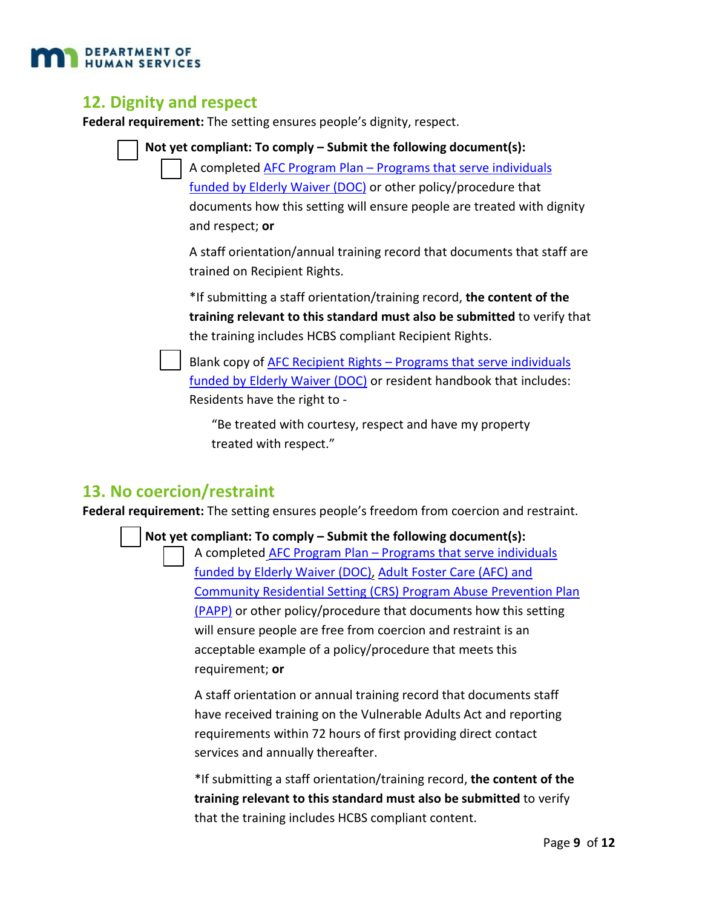## 12. Dignity and respect

**Federal requirement:** The setting ensures people's dignity, respect.

- [ ] **Not yet compliant: To comply – Submit the following document(s):**
  - [ ] A completed AFC Program Plan – Programs that serve individuals funded by Elderly Waiver (DOC) or other policy/procedure that documents how this setting will ensure people are treated with dignity and respect; **or**

    A staff orientation/annual training record that documents that staff are trained on Recipient Rights.

    *If submitting a staff orientation/training record, **the content of the training relevant to this standard must also be submitted** to verify that the training includes HCBS compliant Recipient Rights.
  - [ ] Blank copy of AFC Recipient Rights – Programs that serve individuals funded by Elderly Waiver (DOC) or resident handbook that includes: Residents have the right to -

    "Be treated with courtesy, respect and have my property treated with respect."

## 13. No coercion/restraint

**Federal requirement:** The setting ensures people's freedom from coercion and restraint.

- [ ] **Not yet compliant: To comply – Submit the following document(s):**
  - [ ] A completed AFC Program Plan – Programs that serve individuals funded by Elderly Waiver (DOC), Adult Foster Care (AFC) and Community Residential Setting (CRS) Program Abuse Prevention Plan (PAPP) or other policy/procedure that documents how this setting will ensure people are free from coercion and restraint is an acceptable example of a policy/procedure that meets this requirement; **or**

    A staff orientation or annual training record that documents staff have received training on the Vulnerable Adults Act and reporting requirements within 72 hours of first providing direct contact services and annually thereafter.

    *If submitting a staff orientation/training record, **the content of the training relevant to this standard must also be submitted** to verify that the training includes HCBS compliant content.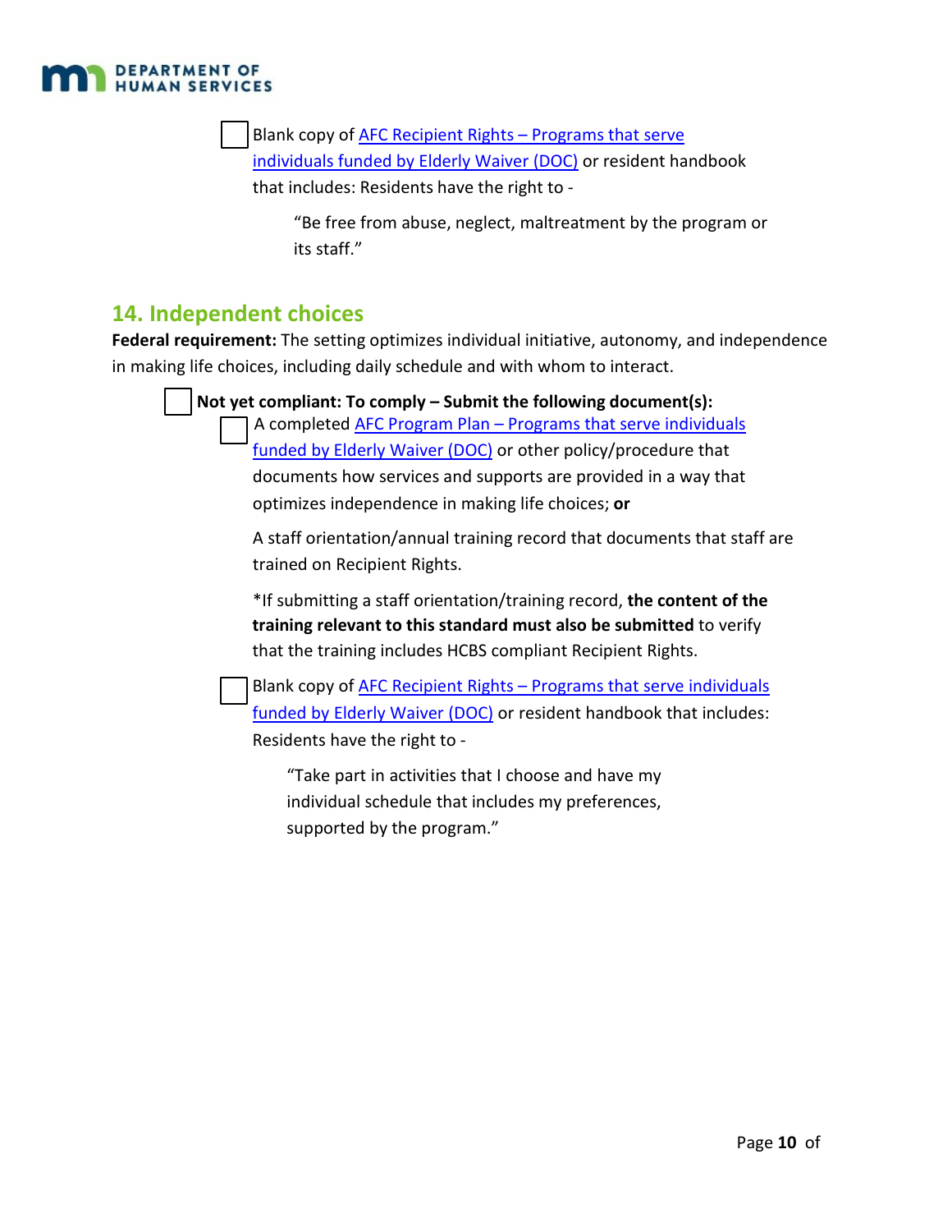☐ Blank copy of [AFC Recipient Rights – Programs that serve individuals funded by Elderly Waiver (DOC)] or resident handbook that includes: Residents have the right to -

> "Be free from abuse, neglect, maltreatment by the program or its staff."

## 14. Independent choices

**Federal requirement:** The setting optimizes individual initiative, autonomy, and independence in making life choices, including daily schedule and with whom to interact.

☐ **Not yet compliant: To comply – Submit the following document(s):**

☐ A completed [AFC Program Plan – Programs that serve individuals funded by Elderly Waiver (DOC)] or other policy/procedure that documents how services and supports are provided in a way that optimizes independence in making life choices; **or**

A staff orientation/annual training record that documents that staff are trained on Recipient Rights.

*If submitting a staff orientation/training record, **the content of the training relevant to this standard must also be submitted** to verify that the training includes HCBS compliant Recipient Rights.

☐ Blank copy of [AFC Recipient Rights – Programs that serve individuals funded by Elderly Waiver (DOC)] or resident handbook that includes: Residents have the right to -

> "Take part in activities that I choose and have my individual schedule that includes my preferences, supported by the program."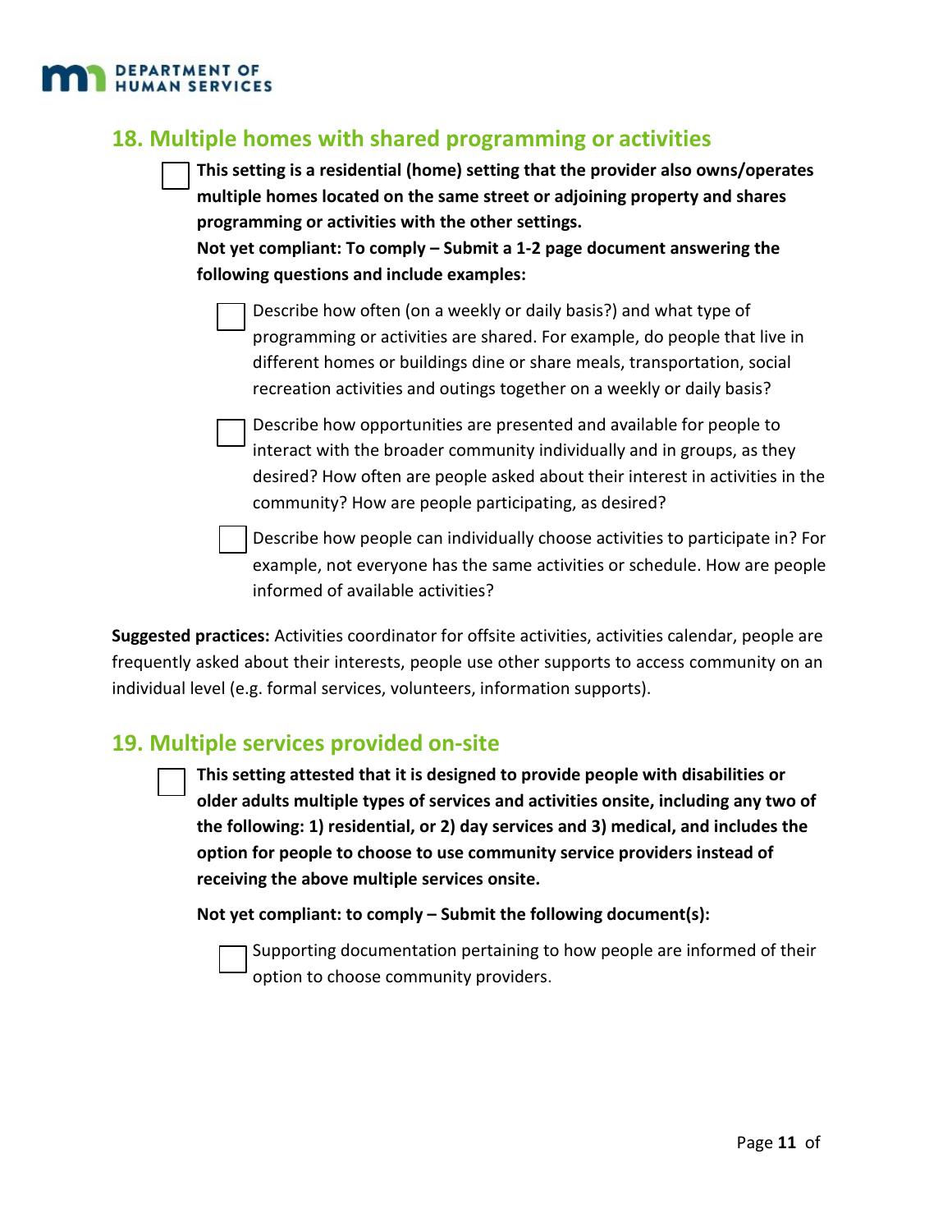## 18. Multiple homes with shared programming or activities

- [ ] **This setting is a residential (home) setting that the provider also owns/operates multiple homes located on the same street or adjoining property and shares programming or activities with the other settings.**
  **Not yet compliant: To comply – Submit a 1-2 page document answering the following questions and include examples:**
  - [ ] Describe how often (on a weekly or daily basis?) and what type of programming or activities are shared. For example, do people that live in different homes or buildings dine or share meals, transportation, social recreation activities and outings together on a weekly or daily basis?
  - [ ] Describe how opportunities are presented and available for people to interact with the broader community individually and in groups, as they desired? How often are people asked about their interest in activities in the community? How are people participating, as desired?
  - [ ] Describe how people can individually choose activities to participate in? For example, not everyone has the same activities or schedule. How are people informed of available activities?

**Suggested practices:** Activities coordinator for offsite activities, activities calendar, people are frequently asked about their interests, people use other supports to access community on an individual level (e.g. formal services, volunteers, information supports).

## 19. Multiple services provided on-site

- [ ] **This setting attested that it is designed to provide people with disabilities or older adults multiple types of services and activities onsite, including any two of the following: 1) residential, or 2) day services and 3) medical, and includes the option for people to choose to use community service providers instead of receiving the above multiple services onsite.**

  **Not yet compliant: to comply – Submit the following document(s):**
  - [ ] Supporting documentation pertaining to how people are informed of their option to choose community providers.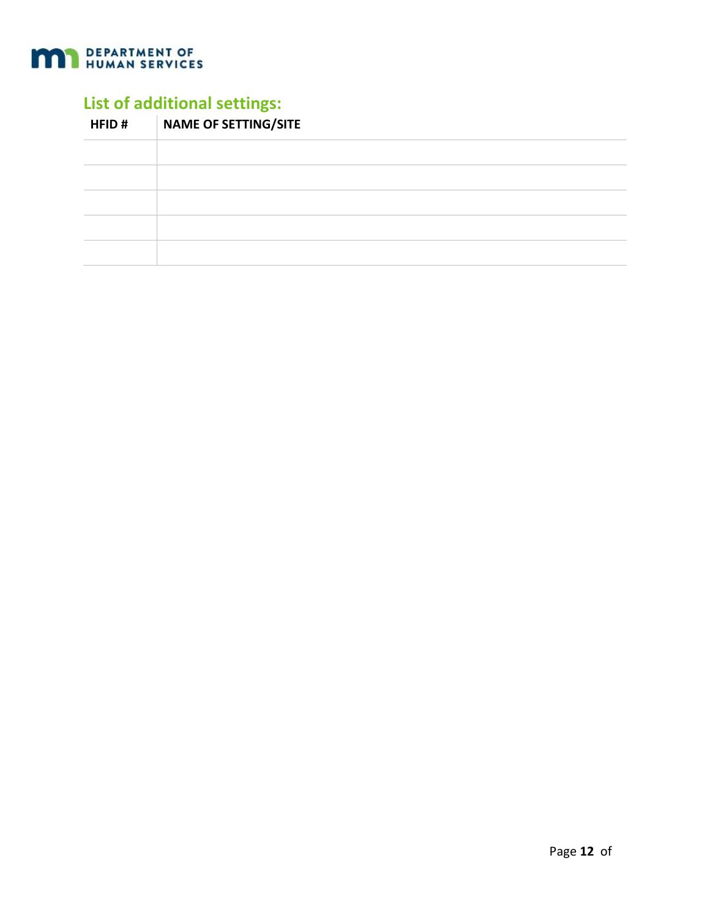## List of additional settings:

| HFID # | NAME OF SETTING/SITE |
|---|---|
| | |
| | |
| | |
| | |
| | |